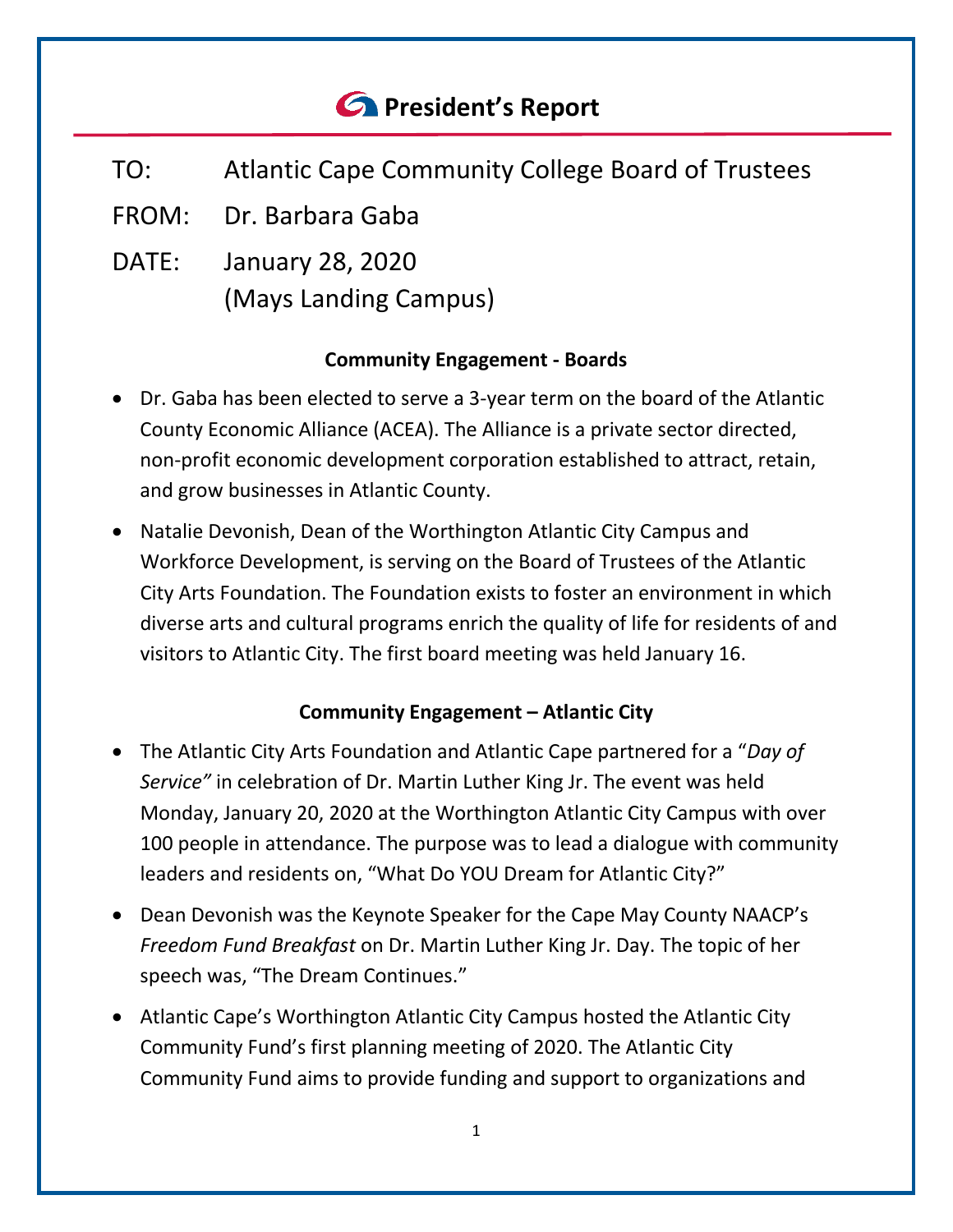# President's Report

TO: Atlantic Cape Community College Board of Trustees

FROM: Dr. Barbara Gaba

DATE: January 28, 2020
(Mays Landing Campus)

### Community Engagement - Boards

- Dr. Gaba has been elected to serve a 3-year term on the board of the Atlantic County Economic Alliance (ACEA). The Alliance is a private sector directed, non-profit economic development corporation established to attract, retain, and grow businesses in Atlantic County.
- Natalie Devonish, Dean of the Worthington Atlantic City Campus and Workforce Development, is serving on the Board of Trustees of the Atlantic City Arts Foundation. The Foundation exists to foster an environment in which diverse arts and cultural programs enrich the quality of life for residents of and visitors to Atlantic City. The first board meeting was held January 16.

### Community Engagement – Atlantic City

- The Atlantic City Arts Foundation and Atlantic Cape partnered for a "*Day of Service"* in celebration of Dr. Martin Luther King Jr. The event was held Monday, January 20, 2020 at the Worthington Atlantic City Campus with over 100 people in attendance. The purpose was to lead a dialogue with community leaders and residents on, "What Do YOU Dream for Atlantic City?"
- Dean Devonish was the Keynote Speaker for the Cape May County NAACP's *Freedom Fund Breakfast* on Dr. Martin Luther King Jr. Day. The topic of her speech was, "The Dream Continues."
- Atlantic Cape's Worthington Atlantic City Campus hosted the Atlantic City Community Fund's first planning meeting of 2020. The Atlantic City Community Fund aims to provide funding and support to organizations and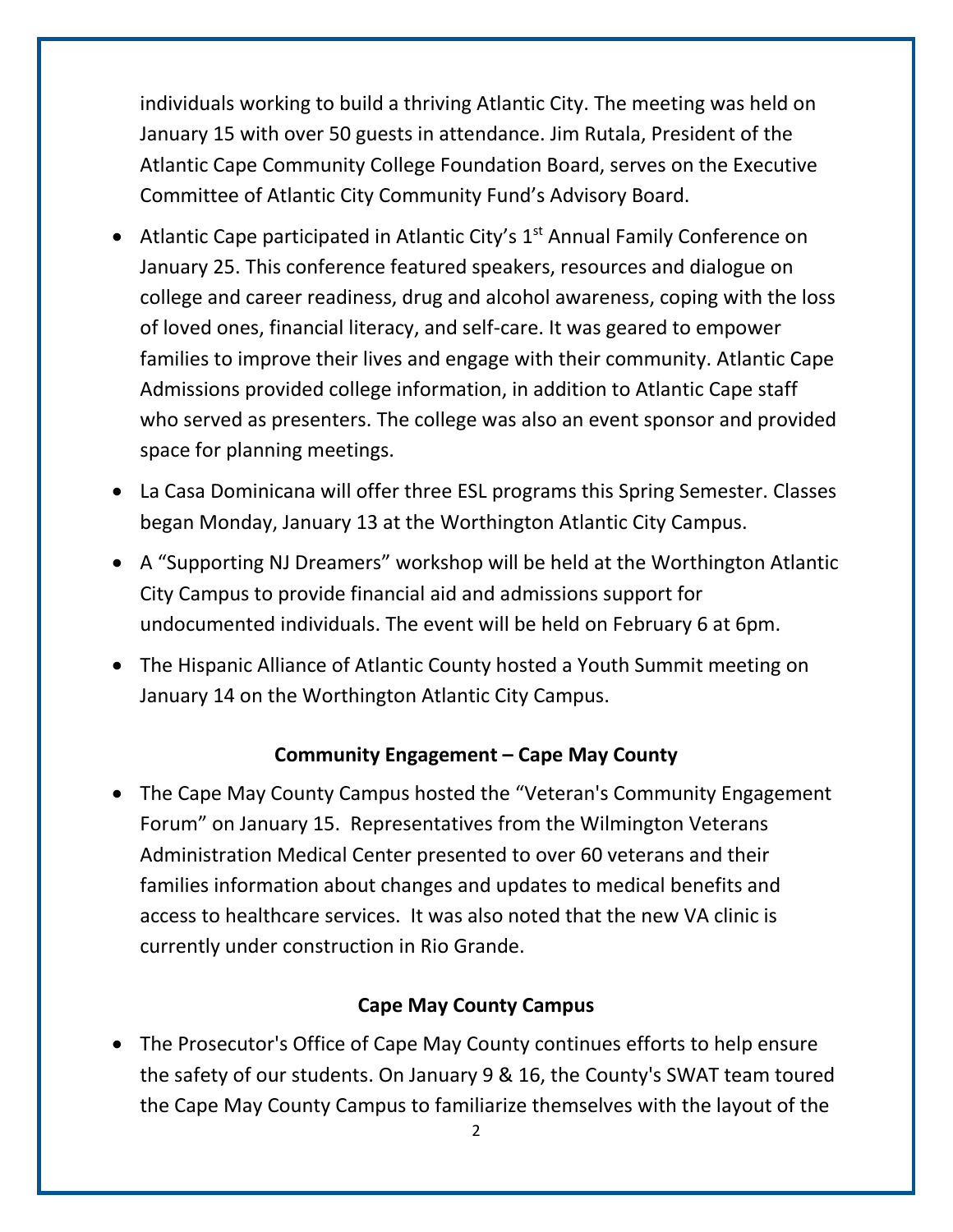individuals working to build a thriving Atlantic City. The meeting was held on January 15 with over 50 guests in attendance. Jim Rutala, President of the Atlantic Cape Community College Foundation Board, serves on the Executive Committee of Atlantic City Community Fund's Advisory Board.

- Atlantic Cape participated in Atlantic City's 1st Annual Family Conference on January 25. This conference featured speakers, resources and dialogue on college and career readiness, drug and alcohol awareness, coping with the loss of loved ones, financial literacy, and self-care. It was geared to empower families to improve their lives and engage with their community. Atlantic Cape Admissions provided college information, in addition to Atlantic Cape staff who served as presenters. The college was also an event sponsor and provided space for planning meetings.
- La Casa Dominicana will offer three ESL programs this Spring Semester. Classes began Monday, January 13 at the Worthington Atlantic City Campus.
- A "Supporting NJ Dreamers" workshop will be held at the Worthington Atlantic City Campus to provide financial aid and admissions support for undocumented individuals. The event will be held on February 6 at 6pm.
- The Hispanic Alliance of Atlantic County hosted a Youth Summit meeting on January 14 on the Worthington Atlantic City Campus.

**Community Engagement – Cape May County**

- The Cape May County Campus hosted the "Veteran's Community Engagement Forum" on January 15. Representatives from the Wilmington Veterans Administration Medical Center presented to over 60 veterans and their families information about changes and updates to medical benefits and access to healthcare services. It was also noted that the new VA clinic is currently under construction in Rio Grande.

**Cape May County Campus**

- The Prosecutor's Office of Cape May County continues efforts to help ensure the safety of our students. On January 9 & 16, the County's SWAT team toured the Cape May County Campus to familiarize themselves with the layout of the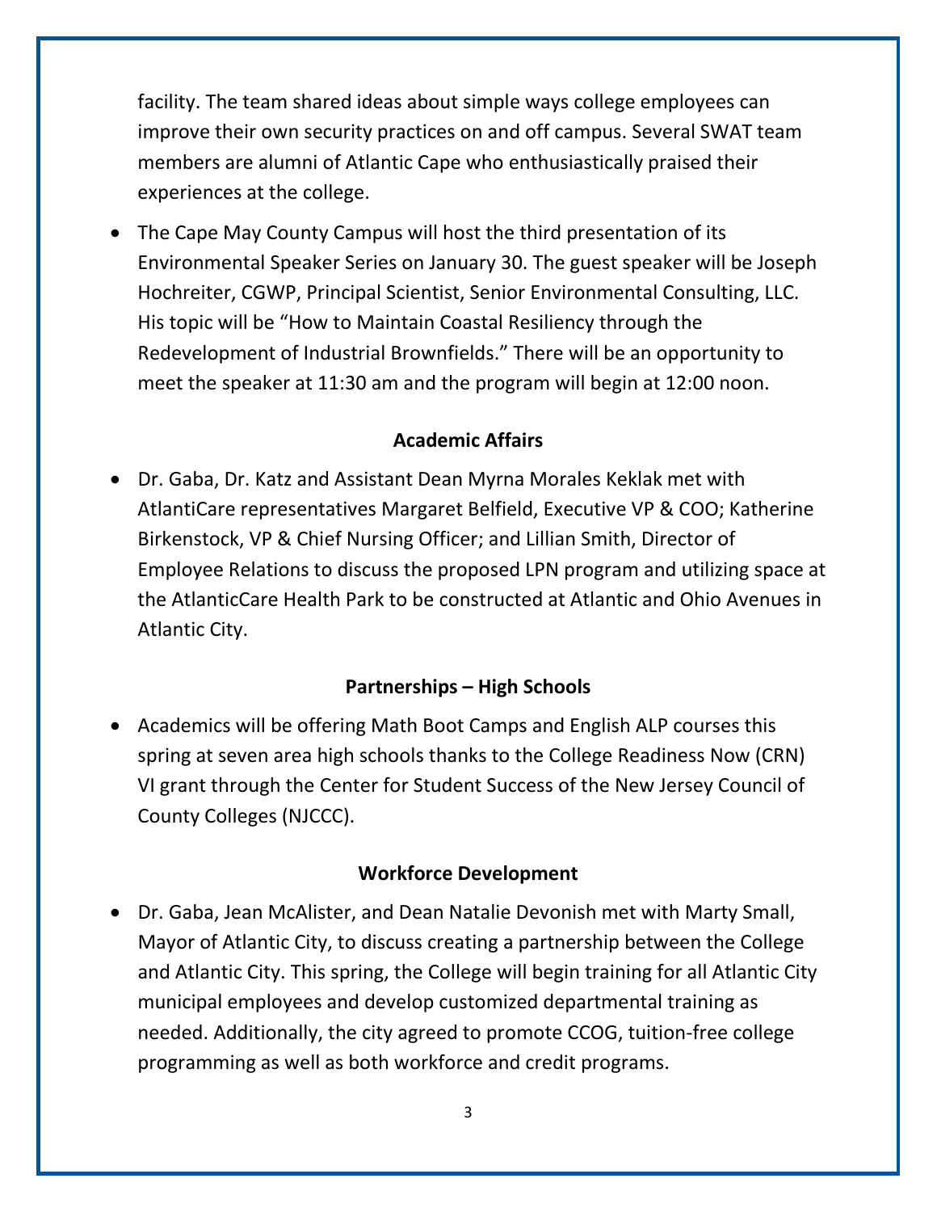facility. The team shared ideas about simple ways college employees can improve their own security practices on and off campus. Several SWAT team members are alumni of Atlantic Cape who enthusiastically praised their experiences at the college.

- The Cape May County Campus will host the third presentation of its Environmental Speaker Series on January 30. The guest speaker will be Joseph Hochreiter, CGWP, Principal Scientist, Senior Environmental Consulting, LLC. His topic will be "How to Maintain Coastal Resiliency through the Redevelopment of Industrial Brownfields." There will be an opportunity to meet the speaker at 11:30 am and the program will begin at 12:00 noon.

**Academic Affairs**

- Dr. Gaba, Dr. Katz and Assistant Dean Myrna Morales Keklak met with AtlantiCare representatives Margaret Belfield, Executive VP & COO; Katherine Birkenstock, VP & Chief Nursing Officer; and Lillian Smith, Director of Employee Relations to discuss the proposed LPN program and utilizing space at the AtlanticCare Health Park to be constructed at Atlantic and Ohio Avenues in Atlantic City.

**Partnerships – High Schools**

- Academics will be offering Math Boot Camps and English ALP courses this spring at seven area high schools thanks to the College Readiness Now (CRN) VI grant through the Center for Student Success of the New Jersey Council of County Colleges (NJCCC).

**Workforce Development**

- Dr. Gaba, Jean McAlister, and Dean Natalie Devonish met with Marty Small, Mayor of Atlantic City, to discuss creating a partnership between the College and Atlantic City. This spring, the College will begin training for all Atlantic City municipal employees and develop customized departmental training as needed. Additionally, the city agreed to promote CCOG, tuition-free college programming as well as both workforce and credit programs.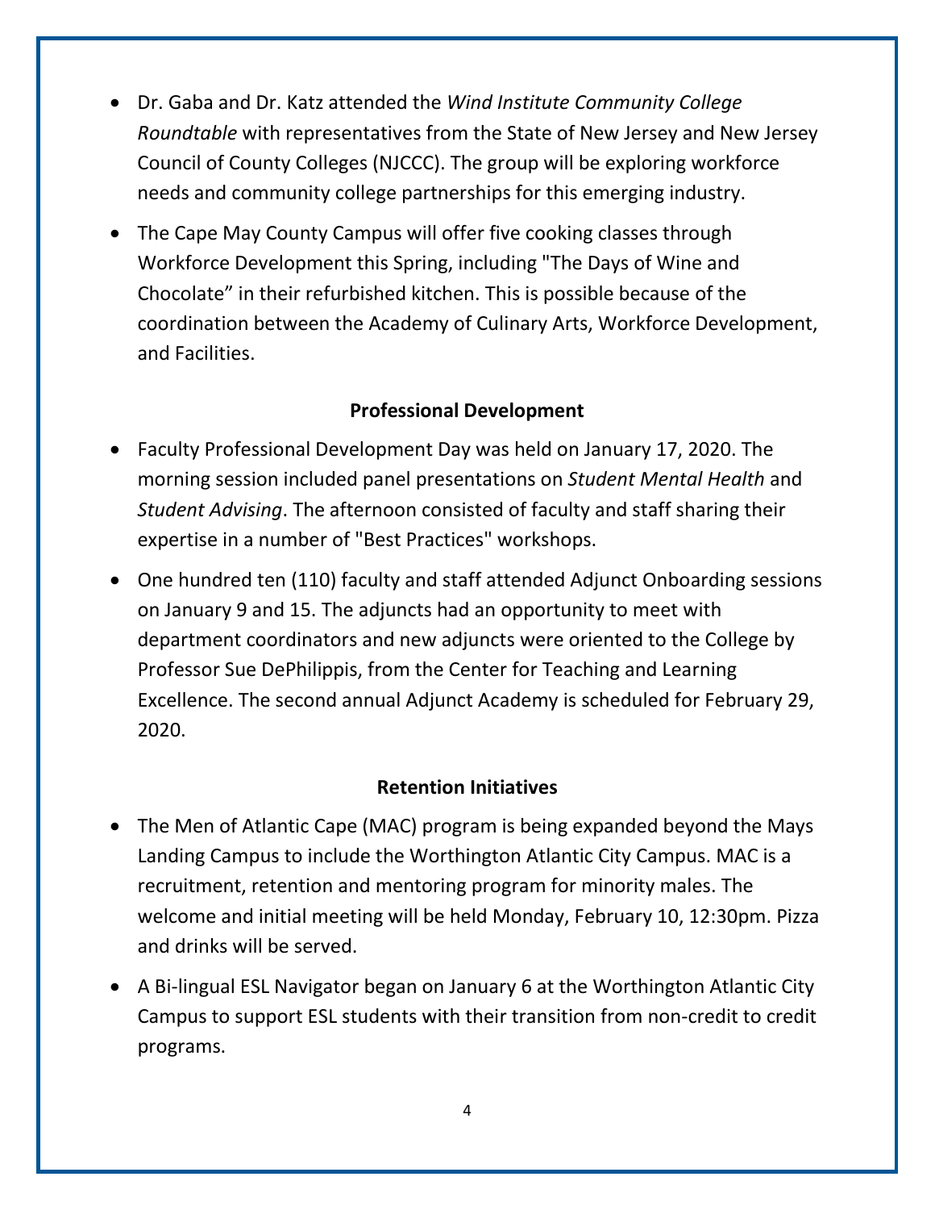- Dr. Gaba and Dr. Katz attended the *Wind Institute Community College Roundtable* with representatives from the State of New Jersey and New Jersey Council of County Colleges (NJCCC). The group will be exploring workforce needs and community college partnerships for this emerging industry.
- The Cape May County Campus will offer five cooking classes through Workforce Development this Spring, including "The Days of Wine and Chocolate" in their refurbished kitchen. This is possible because of the coordination between the Academy of Culinary Arts, Workforce Development, and Facilities.

**Professional Development**

- Faculty Professional Development Day was held on January 17, 2020. The morning session included panel presentations on *Student Mental Health* and *Student Advising*. The afternoon consisted of faculty and staff sharing their expertise in a number of "Best Practices" workshops.
- One hundred ten (110) faculty and staff attended Adjunct Onboarding sessions on January 9 and 15. The adjuncts had an opportunity to meet with department coordinators and new adjuncts were oriented to the College by Professor Sue DePhilippis, from the Center for Teaching and Learning Excellence. The second annual Adjunct Academy is scheduled for February 29, 2020.

**Retention Initiatives**

- The Men of Atlantic Cape (MAC) program is being expanded beyond the Mays Landing Campus to include the Worthington Atlantic City Campus. MAC is a recruitment, retention and mentoring program for minority males. The welcome and initial meeting will be held Monday, February 10, 12:30pm. Pizza and drinks will be served.
- A Bi-lingual ESL Navigator began on January 6 at the Worthington Atlantic City Campus to support ESL students with their transition from non-credit to credit programs.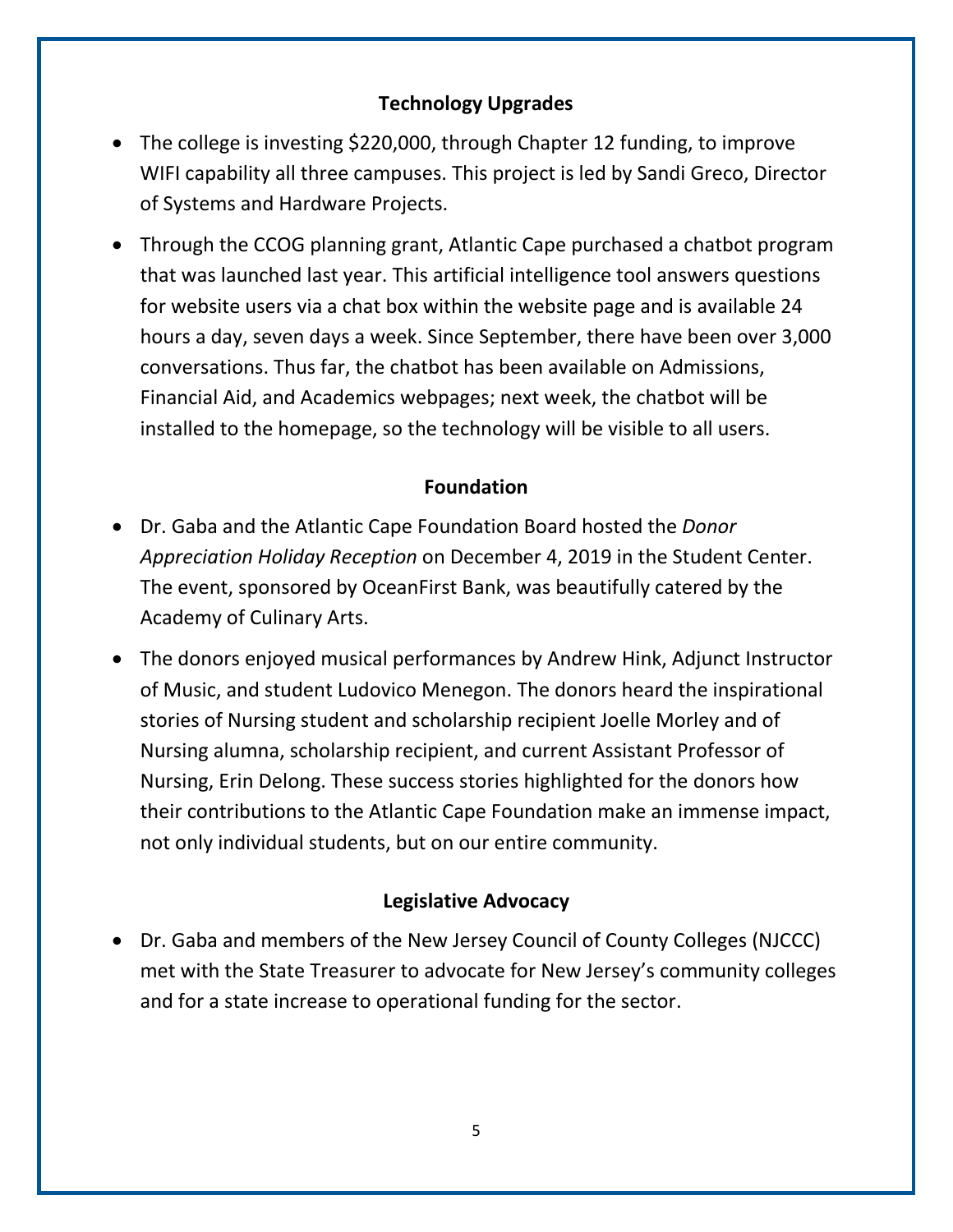## Technology Upgrades

- The college is investing $220,000, through Chapter 12 funding, to improve WIFI capability all three campuses. This project is led by Sandi Greco, Director of Systems and Hardware Projects.
- Through the CCOG planning grant, Atlantic Cape purchased a chatbot program that was launched last year. This artificial intelligence tool answers questions for website users via a chat box within the website page and is available 24 hours a day, seven days a week. Since September, there have been over 3,000 conversations. Thus far, the chatbot has been available on Admissions, Financial Aid, and Academics webpages; next week, the chatbot will be installed to the homepage, so the technology will be visible to all users.

## Foundation

- Dr. Gaba and the Atlantic Cape Foundation Board hosted the *Donor Appreciation Holiday Reception* on December 4, 2019 in the Student Center. The event, sponsored by OceanFirst Bank, was beautifully catered by the Academy of Culinary Arts.
- The donors enjoyed musical performances by Andrew Hink, Adjunct Instructor of Music, and student Ludovico Menegon. The donors heard the inspirational stories of Nursing student and scholarship recipient Joelle Morley and of Nursing alumna, scholarship recipient, and current Assistant Professor of Nursing, Erin Delong. These success stories highlighted for the donors how their contributions to the Atlantic Cape Foundation make an immense impact, not only individual students, but on our entire community.

## Legislative Advocacy

- Dr. Gaba and members of the New Jersey Council of County Colleges (NJCCC) met with the State Treasurer to advocate for New Jersey's community colleges and for a state increase to operational funding for the sector.